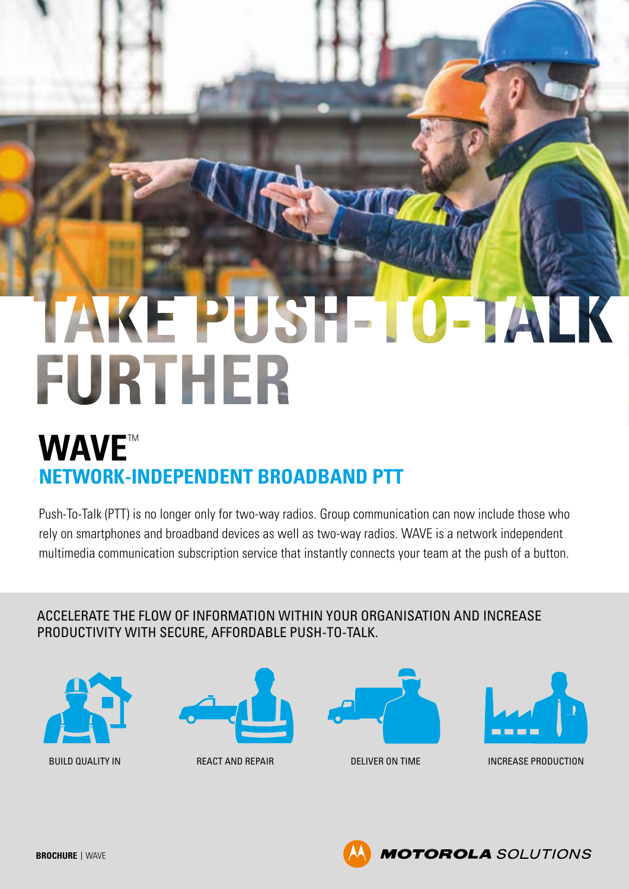# TAKE PUSH-TO-TALK FURTHER

## WAVE™

### NETWORK-INDEPENDENT BROADBAND PTT

Push-To-Talk (PTT) is no longer only for two-way radios. Group communication can now include those who rely on smartphones and broadband devices as well as two-way radios. WAVE is a network independent multimedia communication subscription service that instantly connects your team at the push of a button.

ACCELERATE THE FLOW OF INFORMATION WITHIN YOUR ORGANISATION AND INCREASE PRODUCTIVITY WITH SECURE, AFFORDABLE PUSH-TO-TALK.

BUILD QUALITY IN

REACT AND REPAIR

DELIVER ON TIME

INCREASE PRODUCTION

**BROCHURE** | WAVE

MOTOROLA SOLUTIONS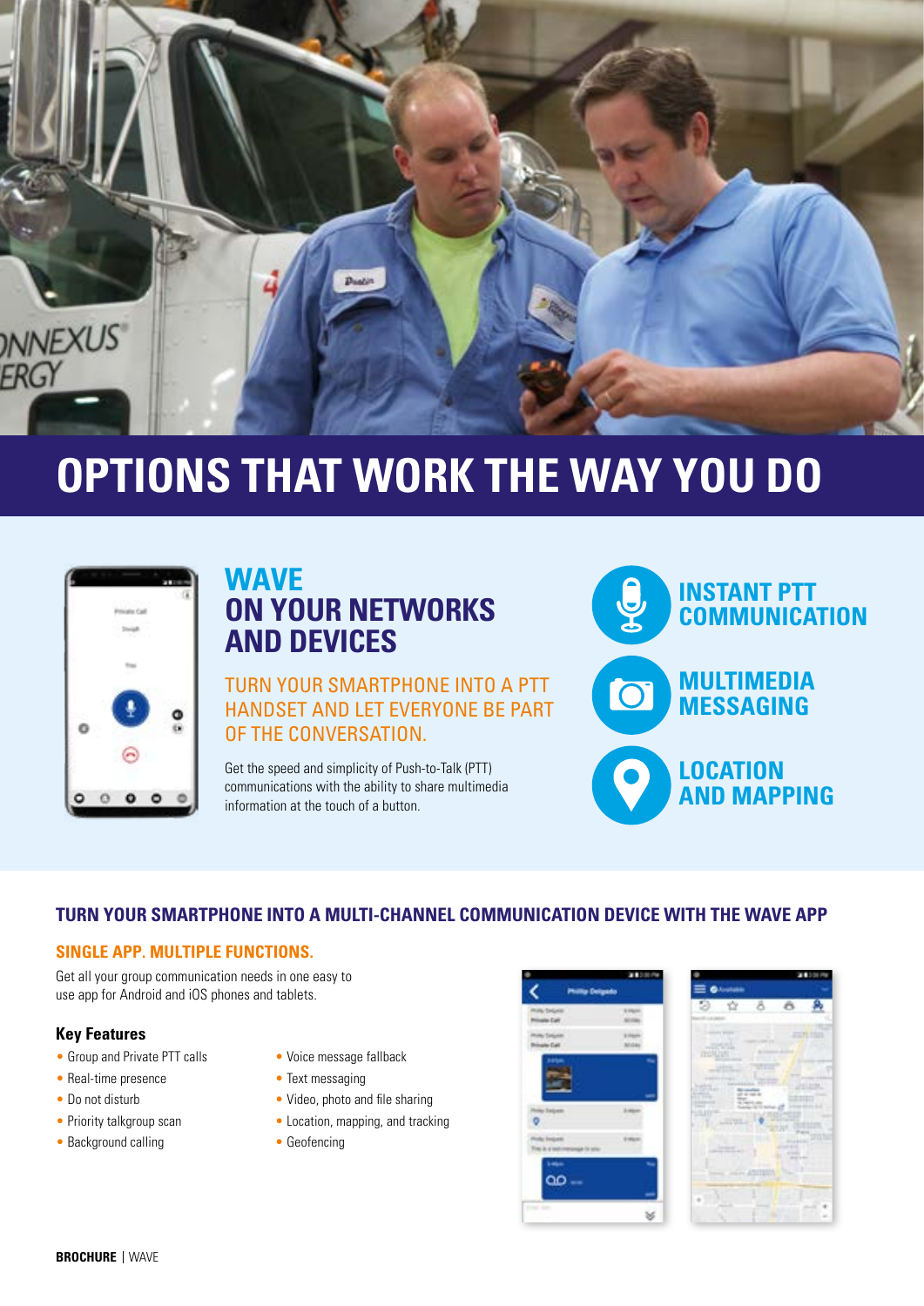# OPTIONS THAT WORK THE WAY YOU DO

## WAVE ON YOUR NETWORKS AND DEVICES

TURN YOUR SMARTPHONE INTO A PTT HANDSET AND LET EVERYONE BE PART OF THE CONVERSATION.

Get the speed and simplicity of Push-to-Talk (PTT) communications with the ability to share multimedia information at the touch of a button.

- INSTANT PTT COMMUNICATION
- MULTIMEDIA MESSAGING
- LOCATION AND MAPPING

## TURN YOUR SMARTPHONE INTO A MULTI-CHANNEL COMMUNICATION DEVICE WITH THE WAVE APP

### SINGLE APP. MULTIPLE FUNCTIONS.

Get all your group communication needs in one easy to use app for Android and iOS phones and tablets.

#### Key Features

- Group and Private PTT calls
- Real-time presence
- Do not disturb
- Priority talkgroup scan
- Background calling
- Voice message fallback
- Text messaging
- Video, photo and file sharing
- Location, mapping, and tracking
- Geofencing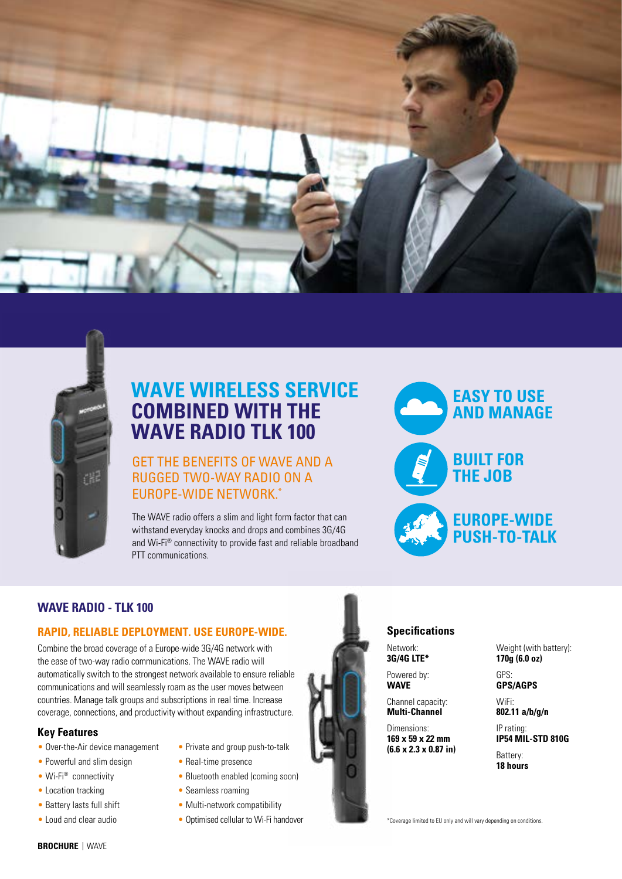# WAVE WIRELESS SERVICE COMBINED WITH THE WAVE RADIO TLK 100

## GET THE BENEFITS OF WAVE AND A RUGGED TWO-WAY RADIO ON A EUROPE-WIDE NETWORK.*

The WAVE radio offers a slim and light form factor that can withstand everyday knocks and drops and combines 3G/4G and Wi-Fi® connectivity to provide fast and reliable broadband PTT communications.

**EASY TO USE AND MANAGE**

**BUILT FOR THE JOB**

**EUROPE-WIDE PUSH-TO-TALK**

## WAVE RADIO - TLK 100

### RAPID, RELIABLE DEPLOYMENT. USE EUROPE-WIDE.

Combine the broad coverage of a Europe-wide 3G/4G network with the ease of two-way radio communications. The WAVE radio will automatically switch to the strongest network available to ensure reliable communications and will seamlessly roam as the user moves between countries. Manage talk groups and subscriptions in real time. Increase coverage, connections, and productivity without expanding infrastructure.

### Key Features

- Over-the-Air device management
- Powerful and slim design
- Wi-Fi® connectivity
- Location tracking
- Battery lasts full shift
- Loud and clear audio
- Private and group push-to-talk
- Real-time presence
- Bluetooth enabled (coming soon)
- Seamless roaming
- Multi-network compatibility
- Optimised cellular to Wi-Fi handover

### Specifications

Network:
**3G/4G LTE***

Powered by:
**WAVE**

Channel capacity:
**Multi-Channel**

Dimensions:
**169 x 59 x 22 mm (6.6 x 2.3 x 0.87 in)**

Weight (with battery):
**170g (6.0 oz)**

GPS:
**GPS/AGPS**

WiFi:
**802.11 a/b/g/n**

IP rating:
**IP54 MIL-STD 810G**

Battery:
**18 hours**

*Coverage limited to EU only and will vary depending on conditions.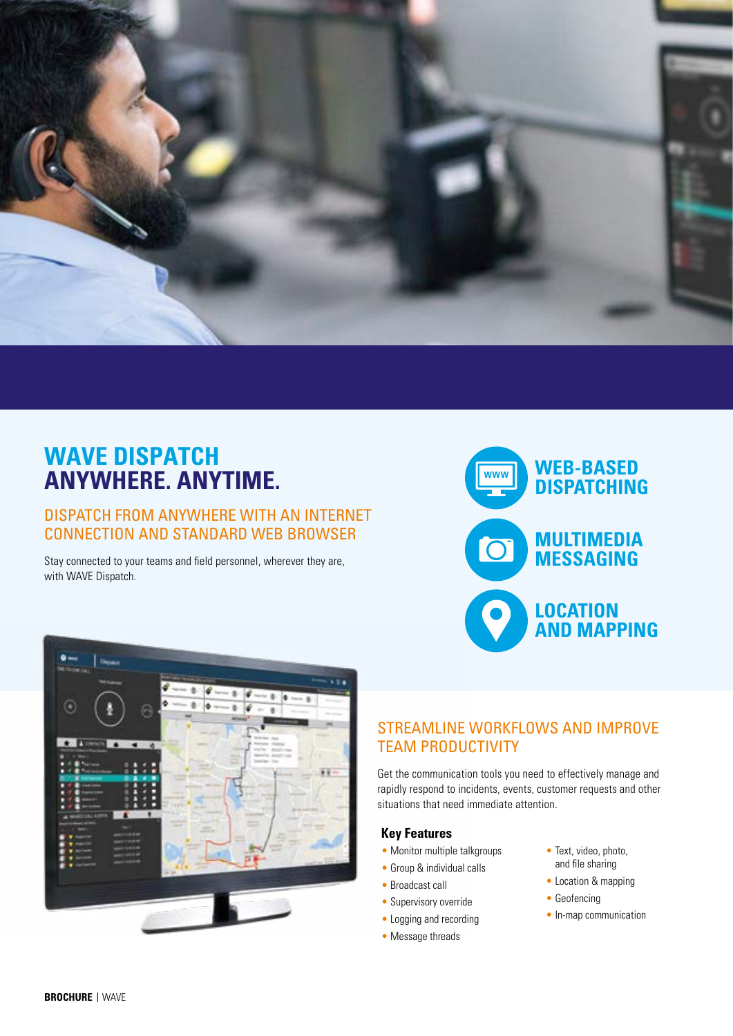# WAVE DISPATCH ANYWHERE. ANYTIME.

## DISPATCH FROM ANYWHERE WITH AN INTERNET CONNECTION AND STANDARD WEB BROWSER

Stay connected to your teams and field personnel, wherever they are, with WAVE Dispatch.

**WEB-BASED DISPATCHING**

**MULTIMEDIA MESSAGING**

**LOCATION AND MAPPING**

## STREAMLINE WORKFLOWS AND IMPROVE TEAM PRODUCTIVITY

Get the communication tools you need to effectively manage and rapidly respond to incidents, events, customer requests and other situations that need immediate attention.

### Key Features

- Monitor multiple talkgroups
- Group & individual calls
- Broadcast call
- Supervisory override
- Logging and recording
- Message threads
- Text, video, photo, and file sharing
- Location & mapping
- Geofencing
- In-map communication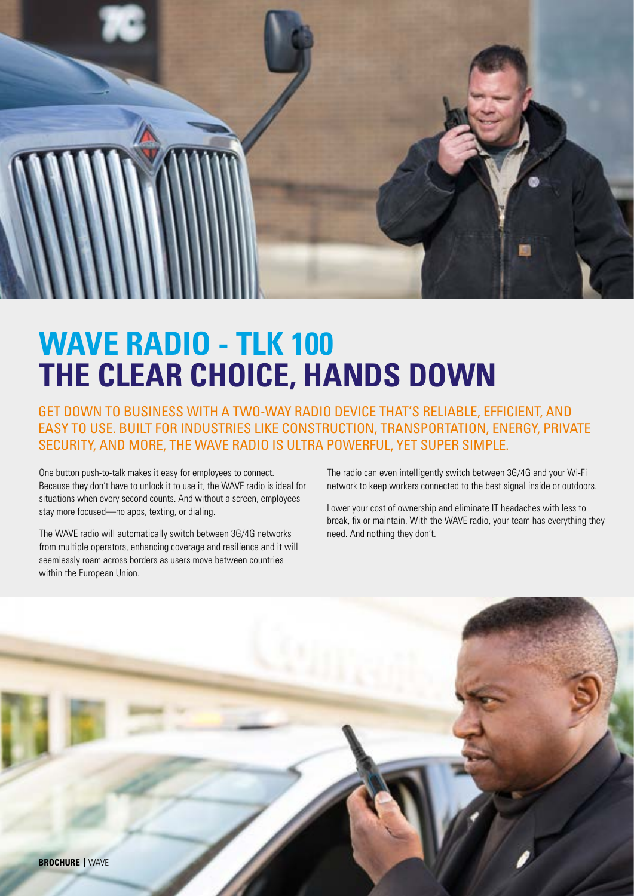# WAVE RADIO - TLK 100
# THE CLEAR CHOICE, HANDS DOWN

## GET DOWN TO BUSINESS WITH A TWO-WAY RADIO DEVICE THAT'S RELIABLE, EFFICIENT, AND EASY TO USE. BUILT FOR INDUSTRIES LIKE CONSTRUCTION, TRANSPORTATION, ENERGY, PRIVATE SECURITY, AND MORE, THE WAVE RADIO IS ULTRA POWERFUL, YET SUPER SIMPLE.

One button push-to-talk makes it easy for employees to connect. Because they don't have to unlock it to use it, the WAVE radio is ideal for situations when every second counts. And without a screen, employees stay more focused—no apps, texting, or dialing.

The WAVE radio will automatically switch between 3G/4G networks from multiple operators, enhancing coverage and resilience and it will seemlessly roam across borders as users move between countries within the European Union.

The radio can even intelligently switch between 3G/4G and your Wi-Fi network to keep workers connected to the best signal inside or outdoors.

Lower your cost of ownership and eliminate IT headaches with less to break, fix or maintain. With the WAVE radio, your team has everything they need. And nothing they don't.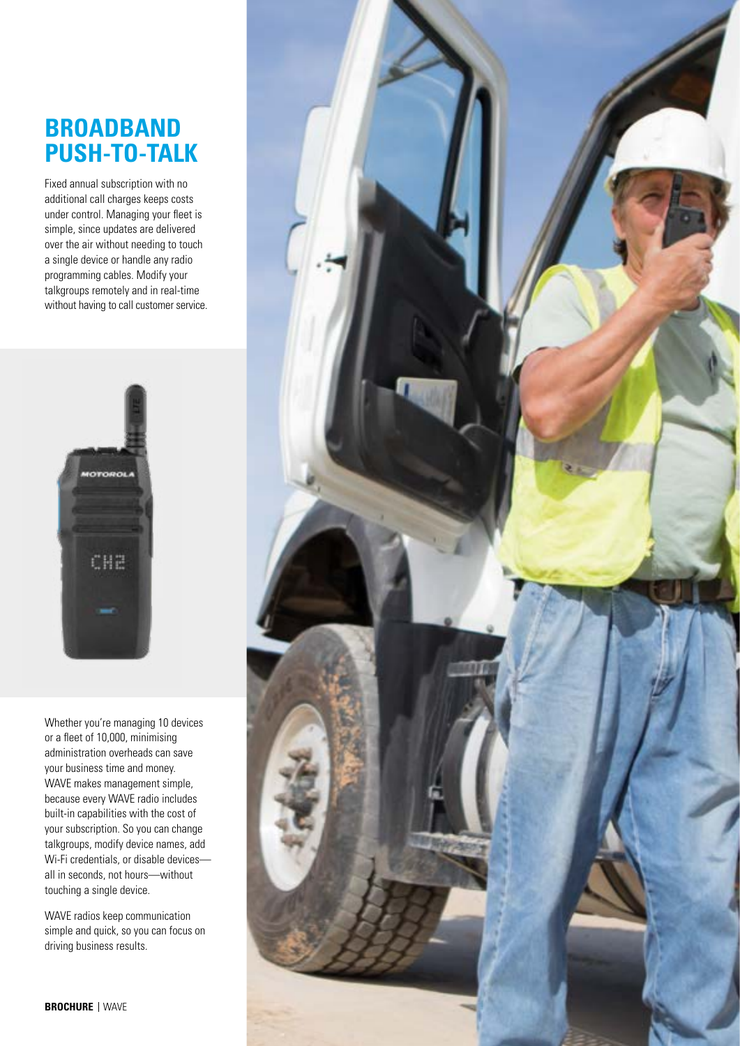# BROADBAND PUSH-TO-TALK

Fixed annual subscription with no additional call charges keeps costs under control. Managing your fleet is simple, since updates are delivered over the air without needing to touch a single device or handle any radio programming cables. Modify your talkgroups remotely and in real-time without having to call customer service.

Whether you're managing 10 devices or a fleet of 10,000, minimising administration overheads can save your business time and money. WAVE makes management simple, because every WAVE radio includes built-in capabilities with the cost of your subscription. So you can change talkgroups, modify device names, add Wi-Fi credentials, or disable devices—all in seconds, not hours—without touching a single device.

WAVE radios keep communication simple and quick, so you can focus on driving business results.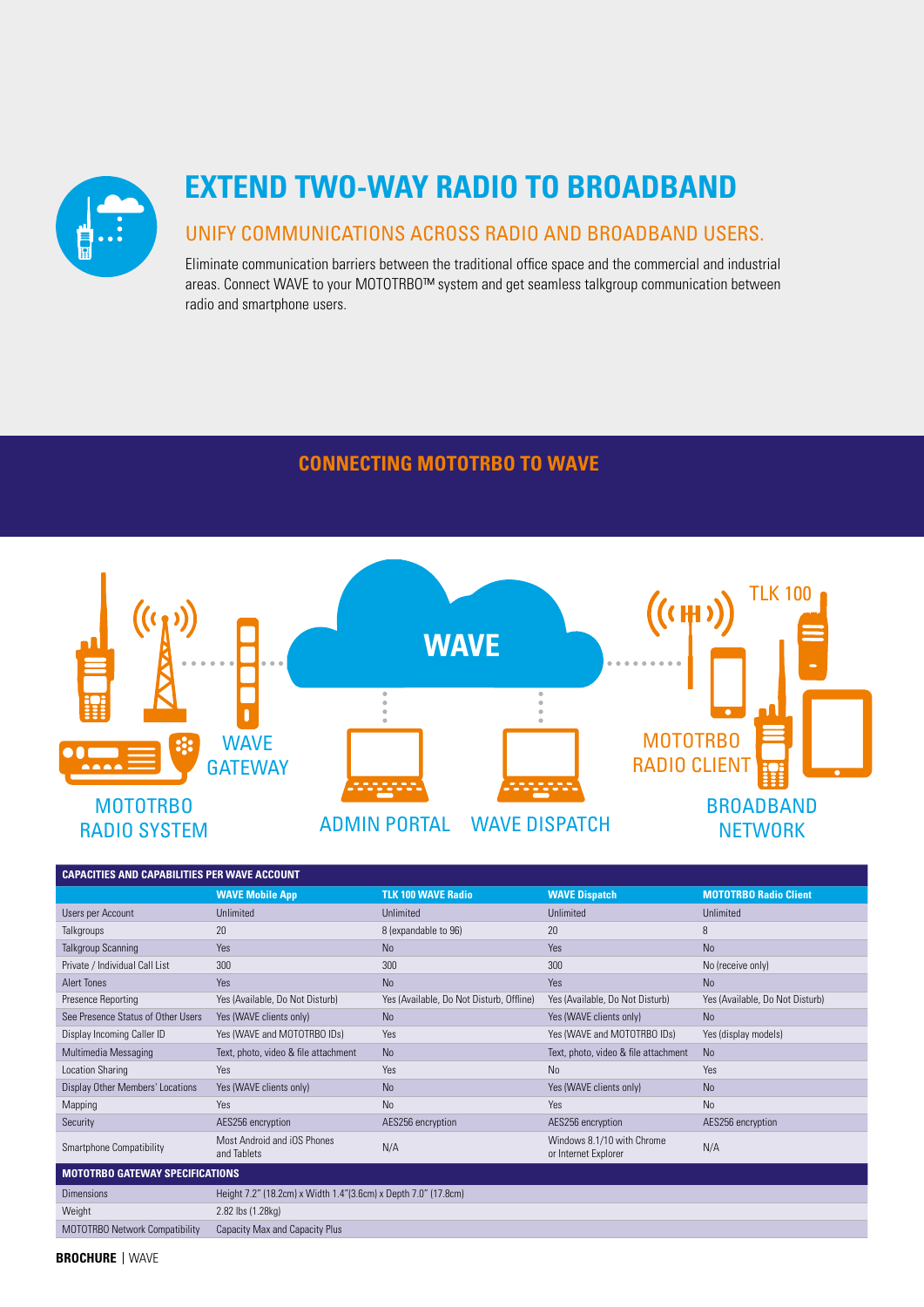# EXTEND TWO-WAY RADIO TO BROADBAND

## UNIFY COMMUNICATIONS ACROSS RADIO AND BROADBAND USERS.

Eliminate communication barriers between the traditional office space and the commercial and industrial areas. Connect WAVE to your MOTOTRBO™ system and get seamless talkgroup communication between radio and smartphone users.

## CONNECTING MOTOTRBO TO WAVE

MOTOTRBO RADIO SYSTEM | WAVE GATEWAY | WAVE | ADMIN PORTAL | WAVE DISPATCH | TLK 100 | MOTOTRBO RADIO CLIENT | BROADBAND NETWORK

**CAPACITIES AND CAPABILITIES PER WAVE ACCOUNT**

| | WAVE Mobile App | TLK 100 WAVE Radio | WAVE Dispatch | MOTOTRBO Radio Client |
|---|---|---|---|---|
| Users per Account | Unlimited | Unlimited | Unlimited | Unlimited |
| Talkgroups | 20 | 8 (expandable to 96) | 20 | 8 |
| Talkgroup Scanning | Yes | No | Yes | No |
| Private / Individual Call List | 300 | 300 | 300 | No (receive only) |
| Alert Tones | Yes | No | Yes | No |
| Presence Reporting | Yes (Available, Do Not Disturb) | Yes (Available, Do Not Disturb, Offline) | Yes (Available, Do Not Disturb) | Yes (Available, Do Not Disturb) |
| See Presence Status of Other Users | Yes (WAVE clients only) | No | Yes (WAVE clients only) | No |
| Display Incoming Caller ID | Yes (WAVE and MOTOTRBO IDs) | Yes | Yes (WAVE and MOTOTRBO IDs) | Yes (display models) |
| Multimedia Messaging | Text, photo, video & file attachment | No | Text, photo, video & file attachment | No |
| Location Sharing | Yes | Yes | No | Yes |
| Display Other Members' Locations | Yes (WAVE clients only) | No | Yes (WAVE clients only) | No |
| Mapping | Yes | No | Yes | No |
| Security | AES256 encryption | AES256 encryption | AES256 encryption | AES256 encryption |
| Smartphone Compatibility | Most Android and iOS Phones and Tablets | N/A | Windows 8.1/10 with Chrome or Internet Explorer | N/A |

**MOTOTRBO GATEWAY SPECIFICATIONS**

| | |
|---|---|
| Dimensions | Height 7.2" (18.2cm) x Width 1.4"(3.6cm) x Depth 7.0" (17.8cm) |
| Weight | 2.82 lbs (1.28kg) |
| MOTOTRBO Network Compatibility | Capacity Max and Capacity Plus |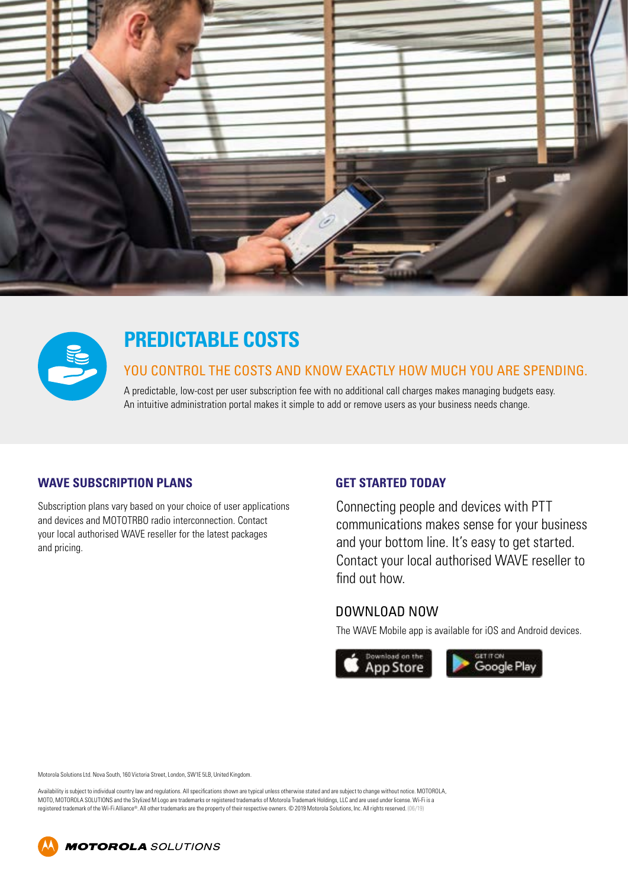## PREDICTABLE COSTS

### YOU CONTROL THE COSTS AND KNOW EXACTLY HOW MUCH YOU ARE SPENDING.

A predictable, low-cost per user subscription fee with no additional call charges makes managing budgets easy. An intuitive administration portal makes it simple to add or remove users as your business needs change.

### WAVE SUBSCRIPTION PLANS

Subscription plans vary based on your choice of user applications and devices and MOTOTRBO radio interconnection. Contact your local authorised WAVE reseller for the latest packages and pricing.

### GET STARTED TODAY

Connecting people and devices with PTT communications makes sense for your business and your bottom line. It's easy to get started. Contact your local authorised WAVE reseller to find out how.

### DOWNLOAD NOW

The WAVE Mobile app is available for iOS and Android devices.

Download on the App Store

GET IT ON Google Play

Motorola Solutions Ltd. Nova South, 160 Victoria Street, London, SW1E 5LB, United Kingdom.

Availability is subject to individual country law and regulations. All specifications shown are typical unless otherwise stated and are subject to change without notice. MOTOROLA, MOTO, MOTOROLA SOLUTIONS and the Stylized M Logo are trademarks or registered trademarks of Motorola Trademark Holdings, LLC and are used under license. Wi-Fi is a registered trademark of the Wi-Fi Alliance®. All other trademarks are the property of their respective owners. © 2019 Motorola Solutions, Inc. All rights reserved. (06/19)

MOTOROLA SOLUTIONS